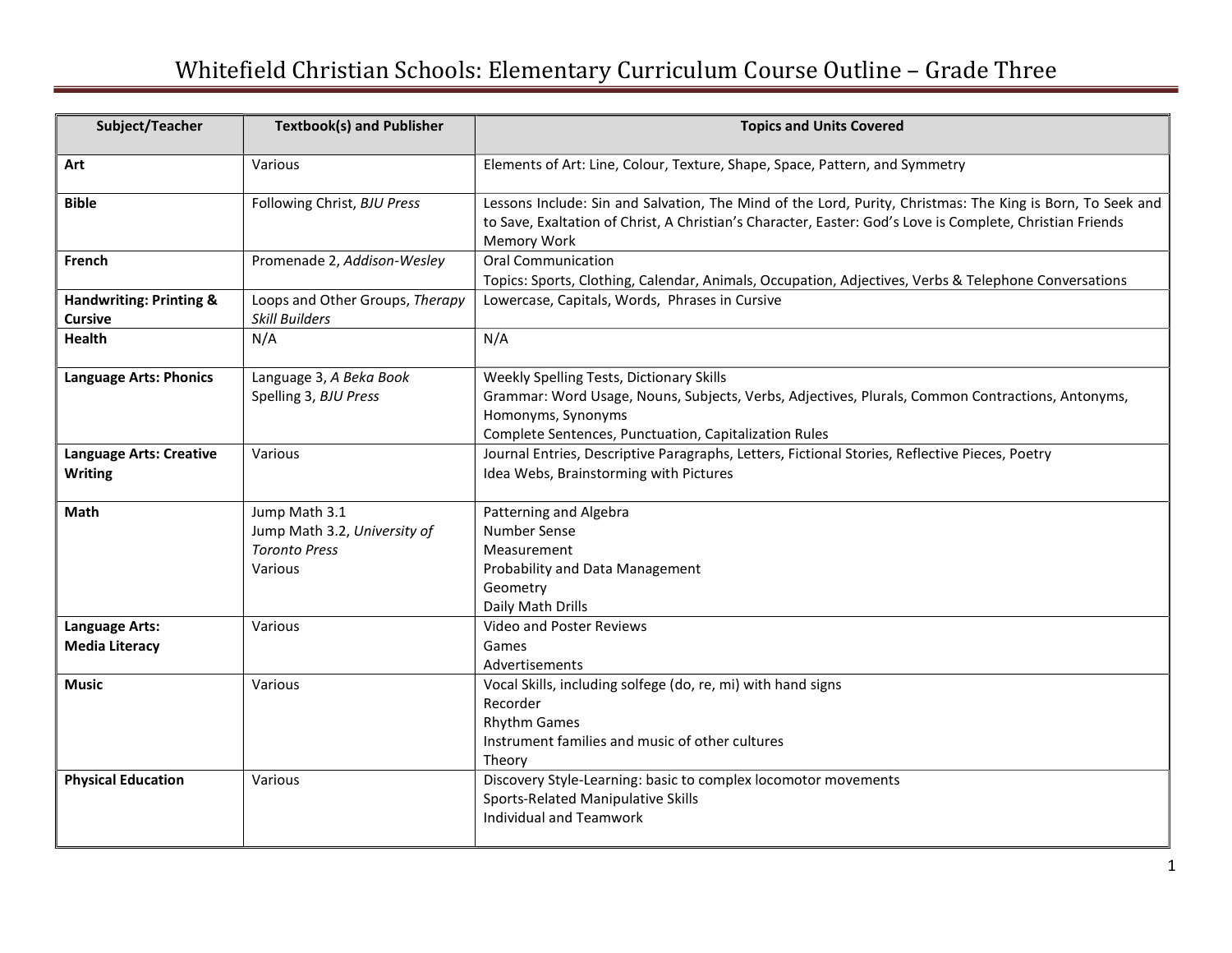# Whitefield Christian Schools: Elementary Curriculum Course Outline – Grade Three

| Subject/Teacher | Textbook(s) and Publisher | Topics and Units Covered |
|---|---|---|
| **Art** | Various | Elements of Art: Line, Colour, Texture, Shape, Space, Pattern, and Symmetry |
| **Bible** | Following Christ, *BJU Press* | Lessons Include: Sin and Salvation, The Mind of the Lord, Purity, Christmas: The King is Born, To Seek and to Save, Exaltation of Christ, A Christian's Character, Easter: God's Love is Complete, Christian Friends<br>Memory Work |
| **French** | Promenade 2, *Addison-Wesley* | Oral Communication<br>Topics: Sports, Clothing, Calendar, Animals, Occupation, Adjectives, Verbs & Telephone Conversations |
| **Handwriting: Printing & Cursive** | Loops and Other Groups, *Therapy Skill Builders* | Lowercase, Capitals, Words, Phrases in Cursive |
| **Health** | N/A | N/A |
| **Language Arts: Phonics** | Language 3, *A Beka Book*<br>Spelling 3, *BJU Press* | Weekly Spelling Tests, Dictionary Skills<br>Grammar: Word Usage, Nouns, Subjects, Verbs, Adjectives, Plurals, Common Contractions, Antonyms, Homonyms, Synonyms<br>Complete Sentences, Punctuation, Capitalization Rules |
| **Language Arts: Creative Writing** | Various | Journal Entries, Descriptive Paragraphs, Letters, Fictional Stories, Reflective Pieces, Poetry<br>Idea Webs, Brainstorming with Pictures |
| **Math** | Jump Math 3.1<br>Jump Math 3.2, *University of Toronto Press*<br>Various | Patterning and Algebra<br>Number Sense<br>Measurement<br>Probability and Data Management<br>Geometry<br>Daily Math Drills |
| **Language Arts: Media Literacy** | Various | Video and Poster Reviews<br>Games<br>Advertisements |
| **Music** | Various | Vocal Skills, including solfege (do, re, mi) with hand signs<br>Recorder<br>Rhythm Games<br>Instrument families and music of other cultures<br>Theory |
| **Physical Education** | Various | Discovery Style-Learning: basic to complex locomotor movements<br>Sports-Related Manipulative Skills<br>Individual and Teamwork |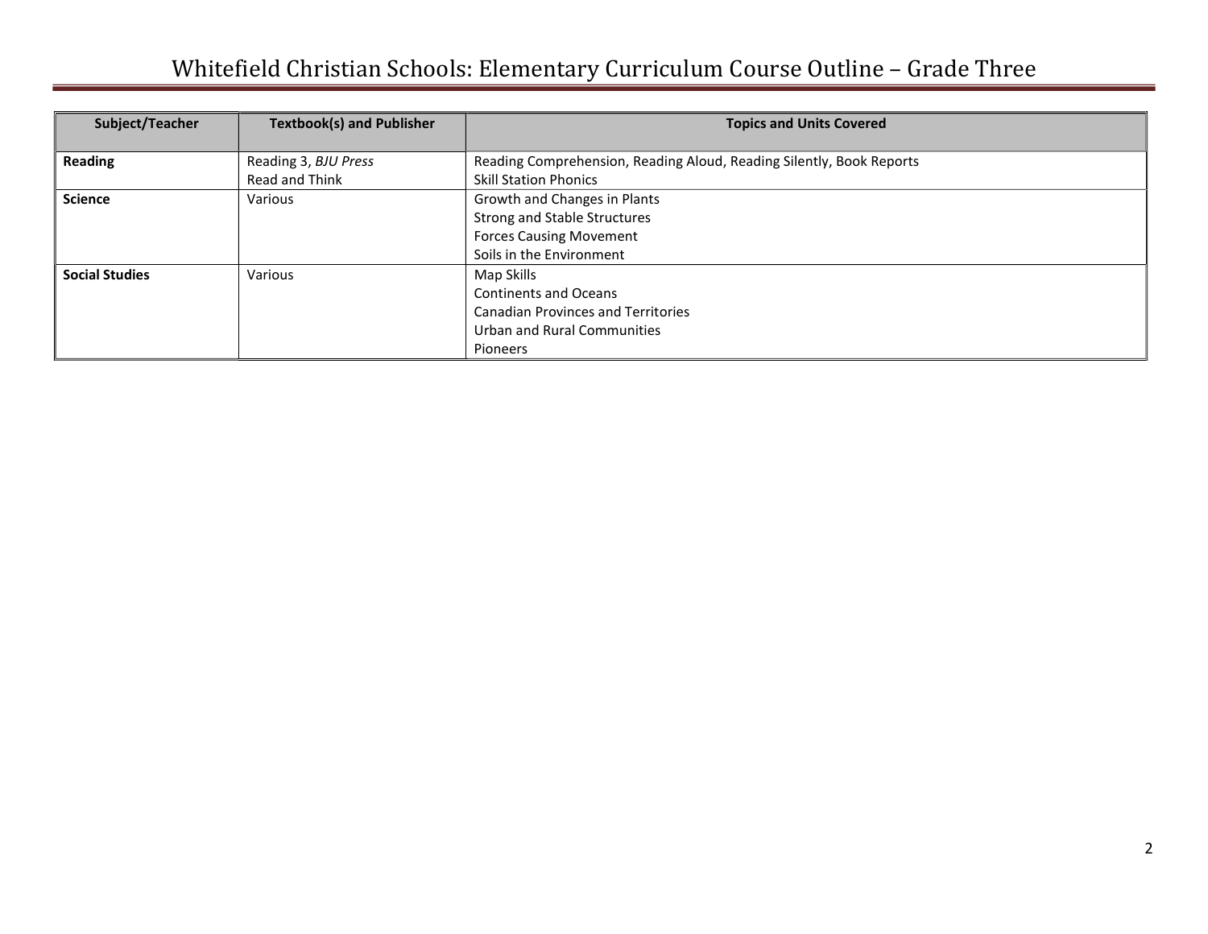# Whitefield Christian Schools: Elementary Curriculum Course Outline – Grade Three

| Subject/Teacher | Textbook(s) and Publisher | Topics and Units Covered |
|---|---|---|
| **Reading** | Reading 3, *BJU Press*<br>Read and Think | Reading Comprehension, Reading Aloud, Reading Silently, Book Reports<br>Skill Station Phonics |
| **Science** | Various | Growth and Changes in Plants<br>Strong and Stable Structures<br>Forces Causing Movement<br>Soils in the Environment |
| **Social Studies** | Various | Map Skills<br>Continents and Oceans<br>Canadian Provinces and Territories<br>Urban and Rural Communities<br>Pioneers |